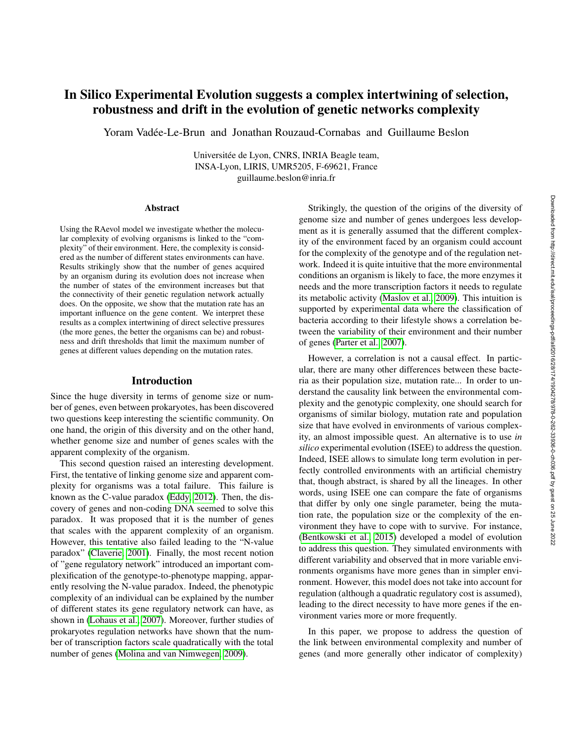# In Silico Experimental Evolution suggests a complex intertwining of selection, robustness and drift in the evolution of genetic networks complexity

Yoram Vadée-Le-Brun and Jonathan Rouzaud-Cornabas and Guillaume Beslon

Universitée de Lyon, CNRS, INRIA Beagle team,
INSA-Lyon, LIRIS, UMR5205, F-69621, France
guillaume.beslon@inria.fr

## Abstract

Using the RAevol model we investigate whether the molecular complexity of evolving organisms is linked to the "complexity" of their environment. Here, the complexity is considered as the number of different states environments can have. Results strikingly show that the number of genes acquired by an organism during its evolution does not increase when the number of states of the environment increases but that the connectivity of their genetic regulation network actually does. On the opposite, we show that the mutation rate has an important influence on the gene content. We interpret these results as a complex intertwining of direct selective pressures (the more genes, the better the organisms can be) and robustness and drift thresholds that limit the maximum number of genes at different values depending on the mutation rates.

## Introduction

Since the huge diversity in terms of genome size or number of genes, even between prokaryotes, has been discovered two questions keep interesting the scientific community. On one hand, the origin of this diversity and on the other hand, whether genome size and number of genes scales with the apparent complexity of the organism.

This second question raised an interesting development. First, the tentative of linking genome size and apparent complexity for organisms was a total failure. This failure is known as the C-value paradox (Eddy, 2012). Then, the discovery of genes and non-coding DNA seemed to solve this paradox. It was proposed that it is the number of genes that scales with the apparent complexity of an organism. However, this tentative also failed leading to the "N-value paradox" (Claverie, 2001). Finally, the most recent notion of "gene regulatory network" introduced an important complexification of the genotype-to-phenotype mapping, apparently resolving the N-value paradox. Indeed, the phenotypic complexity of an individual can be explained by the number of different states its gene regulatory network can have, as shown in (Lohaus et al., 2007). Moreover, further studies of prokaryotes regulation networks have shown that the number of transcription factors scale quadratically with the total number of genes (Molina and van Nimwegen, 2009).

Strikingly, the question of the origins of the diversity of genome size and number of genes undergoes less development as it is generally assumed that the different complexity of the environment faced by an organism could account for the complexity of the genotype and of the regulation network. Indeed it is quite intuitive that the more environmental conditions an organism is likely to face, the more enzymes it needs and the more transcription factors it needs to regulate its metabolic activity (Maslov et al., 2009). This intuition is supported by experimental data where the classification of bacteria according to their lifestyle shows a correlation between the variability of their environment and their number of genes (Parter et al., 2007).

However, a correlation is not a causal effect. In particular, there are many other differences between these bacteria as their population size, mutation rate... In order to understand the causality link between the environmental complexity and the genotypic complexity, one should search for organisms of similar biology, mutation rate and population size that have evolved in environments of various complexity, an almost impossible quest. An alternative is to use *in silico* experimental evolution (ISEE) to address the question. Indeed, ISEE allows to simulate long term evolution in perfectly controlled environments with an artificial chemistry that, though abstract, is shared by all the lineages. In other words, using ISEE one can compare the fate of organisms that differ by only one single parameter, being the mutation rate, the population size or the complexity of the environment they have to cope with to survive. For instance, (Bentkowski et al., 2015) developed a model of evolution to address this question. They simulated environments with different variability and observed that in more variable environments organisms have more genes than in simpler environment. However, this model does not take into account for regulation (although a quadratic regulatory cost is assumed), leading to the direct necessity to have more genes if the environment varies more or more frequently.

In this paper, we propose to address the question of the link between environmental complexity and number of genes (and more generally other indicator of complexity)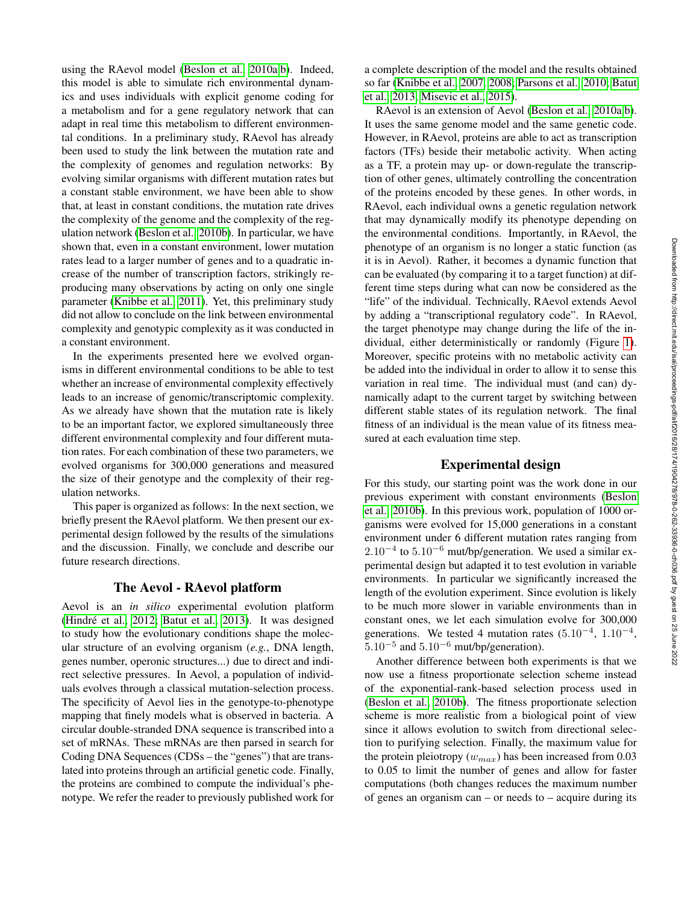using the RAevol model (Beslon et al., 2010a,b). Indeed, this model is able to simulate rich environmental dynamics and uses individuals with explicit genome coding for a metabolism and for a gene regulatory network that can adapt in real time this metabolism to different environmental conditions. In a preliminary study, RAevol has already been used to study the link between the mutation rate and the complexity of genomes and regulation networks: By evolving similar organisms with different mutation rates but a constant stable environment, we have been able to show that, at least in constant conditions, the mutation rate drives the complexity of the genome and the complexity of the regulation network (Beslon et al., 2010b). In particular, we have shown that, even in a constant environment, lower mutation rates lead to a larger number of genes and to a quadratic increase of the number of transcription factors, strikingly reproducing many observations by acting on only one single parameter (Knibbe et al., 2011). Yet, this preliminary study did not allow to conclude on the link between environmental complexity and genotypic complexity as it was conducted in a constant environment.

In the experiments presented here we evolved organisms in different environmental conditions to be able to test whether an increase of environmental complexity effectively leads to an increase of genomic/transcriptomic complexity. As we already have shown that the mutation rate is likely to be an important factor, we explored simultaneously three different environmental complexity and four different mutation rates. For each combination of these two parameters, we evolved organisms for 300,000 generations and measured the size of their genotype and the complexity of their regulation networks.

This paper is organized as follows: In the next section, we briefly present the RAevol platform. We then present our experimental design followed by the results of the simulations and the discussion. Finally, we conclude and describe our future research directions.

## The Aevol - RAevol platform

Aevol is an *in silico* experimental evolution platform (Hindré et al., 2012; Batut et al., 2013). It was designed to study how the evolutionary conditions shape the molecular structure of an evolving organism (*e.g.*, DNA length, genes number, operonic structures...) due to direct and indirect selective pressures. In Aevol, a population of individuals evolves through a classical mutation-selection process. The specificity of Aevol lies in the genotype-to-phenotype mapping that finely models what is observed in bacteria. A circular double-stranded DNA sequence is transcribed into a set of mRNAs. These mRNAs are then parsed in search for Coding DNA Sequences (CDSs – the "genes") that are translated into proteins through an artificial genetic code. Finally, the proteins are combined to compute the individual's phenotype. We refer the reader to previously published work for a complete description of the model and the results obtained so far (Knibbe et al., 2007, 2008; Parsons et al., 2010; Batut et al., 2013; Misevic et al., 2015).

RAevol is an extension of Aevol (Beslon et al., 2010a,b). It uses the same genome model and the same genetic code. However, in RAevol, proteins are able to act as transcription factors (TFs) beside their metabolic activity. When acting as a TF, a protein may up- or down-regulate the transcription of other genes, ultimately controlling the concentration of the proteins encoded by these genes. In other words, in RAevol, each individual owns a genetic regulation network that may dynamically modify its phenotype depending on the environmental conditions. Importantly, in RAevol, the phenotype of an organism is no longer a static function (as it is in Aevol). Rather, it becomes a dynamic function that can be evaluated (by comparing it to a target function) at different time steps during what can now be considered as the "life" of the individual. Technically, RAevol extends Aevol by adding a "transcriptional regulatory code". In RAevol, the target phenotype may change during the life of the individual, either deterministically or randomly (Figure 1). Moreover, specific proteins with no metabolic activity can be added into the individual in order to allow it to sense this variation in real time. The individual must (and can) dynamically adapt to the current target by switching between different stable states of its regulation network. The final fitness of an individual is the mean value of its fitness measured at each evaluation time step.

## Experimental design

For this study, our starting point was the work done in our previous experiment with constant environments (Beslon et al., 2010b). In this previous work, population of 1000 organisms were evolved for 15,000 generations in a constant environment under 6 different mutation rates ranging from $2.10^{-4}$ to $5.10^{-6}$ mut/bp/generation. We used a similar experimental design but adapted it to test evolution in variable environments. In particular we significantly increased the length of the evolution experiment. Since evolution is likely to be much more slower in variable environments than in constant ones, we let each simulation evolve for 300,000 generations. We tested 4 mutation rates ($5.10^{-4}$, $1.10^{-4}$, $5.10^{-5}$ and $5.10^{-6}$ mut/bp/generation).

Another difference between both experiments is that we now use a fitness proportionate selection scheme instead of the exponential-rank-based selection process used in (Beslon et al., 2010b). The fitness proportionate selection scheme is more realistic from a biological point of view since it allows evolution to switch from directional selection to purifying selection. Finally, the maximum value for the protein pleiotropy ($w_{max}$) has been increased from 0.03 to 0.05 to limit the number of genes and allow for faster computations (both changes reduces the maximum number of genes an organism can – or needs to – acquire during its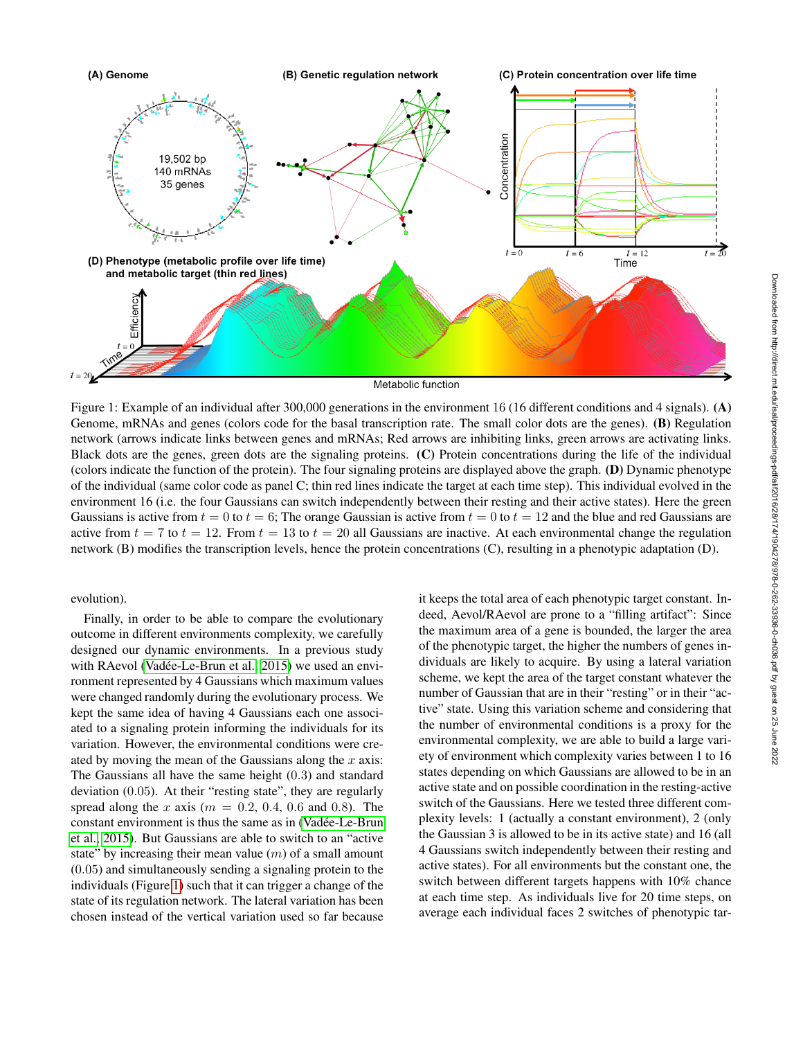Figure 1: Example of an individual after 300,000 generations in the environment 16 (16 different conditions and 4 signals). **(A)** Genome, mRNAs and genes (colors code for the basal transcription rate. The small color dots are the genes). **(B)** Regulation network (arrows indicate links between genes and mRNAs; Red arrows are inhibiting links, green arrows are activating links. Black dots are the genes, green dots are the signaling proteins. **(C)** Protein concentrations during the life of the individual (colors indicate the function of the protein). The four signaling proteins are displayed above the graph. **(D)** Dynamic phenotype of the individual (same color code as panel C; thin red lines indicate the target at each time step). This individual evolved in the environment 16 (i.e. the four Gaussians can switch independently between their resting and their active states). Here the green Gaussians is active from $t = 0$ to $t = 6$; The orange Gaussian is active from $t = 0$ to $t = 12$ and the blue and red Gaussians are active from $t = 7$ to $t = 12$. From $t = 13$ to $t = 20$ all Gaussians are inactive. At each environmental change the regulation network (B) modifies the transcription levels, hence the protein concentrations (C), resulting in a phenotypic adaptation (D).

evolution).

Finally, in order to be able to compare the evolutionary outcome in different environments complexity, we carefully designed our dynamic environments. In a previous study with RAevol (Vadée-Le-Brun et al., 2015) we used an environment represented by 4 Gaussians which maximum values were changed randomly during the evolutionary process. We kept the same idea of having 4 Gaussians each one associated to a signaling protein informing the individuals for its variation. However, the environmental conditions were created by moving the mean of the Gaussians along the $x$ axis: The Gaussians all have the same height (0.3) and standard deviation (0.05). At their "resting state", they are regularly spread along the $x$ axis ($m = 0.2$, 0.4, 0.6 and 0.8). The constant environment is thus the same as in (Vadée-Le-Brun et al., 2015). But Gaussians are able to switch to an "active state" by increasing their mean value ($m$) of a small amount (0.05) and simultaneously sending a signaling protein to the individuals (Figure 1) such that it can trigger a change of the state of its regulation network. The lateral variation has been chosen instead of the vertical variation used so far because it keeps the total area of each phenotypic target constant. Indeed, Aevol/RAevol are prone to a "filling artifact": Since the maximum area of a gene is bounded, the larger the area of the phenotypic target, the higher the numbers of genes individuals are likely to acquire. By using a lateral variation scheme, we kept the area of the target constant whatever the number of Gaussian that are in their "resting" or in their "active" state. Using this variation scheme and considering that the number of environmental conditions is a proxy for the environmental complexity, we are able to build a large variety of environment which complexity varies between 1 to 16 states depending on which Gaussians are allowed to be in an active state and on possible coordination in the resting-active switch of the Gaussians. Here we tested three different complexity levels: 1 (actually a constant environment), 2 (only the Gaussian 3 is allowed to be in its active state) and 16 (all 4 Gaussians switch independently between their resting and active states). For all environments but the constant one, the switch between different targets happens with 10% chance at each time step. As individuals live for 20 time steps, on average each individual faces 2 switches of phenotypic tar-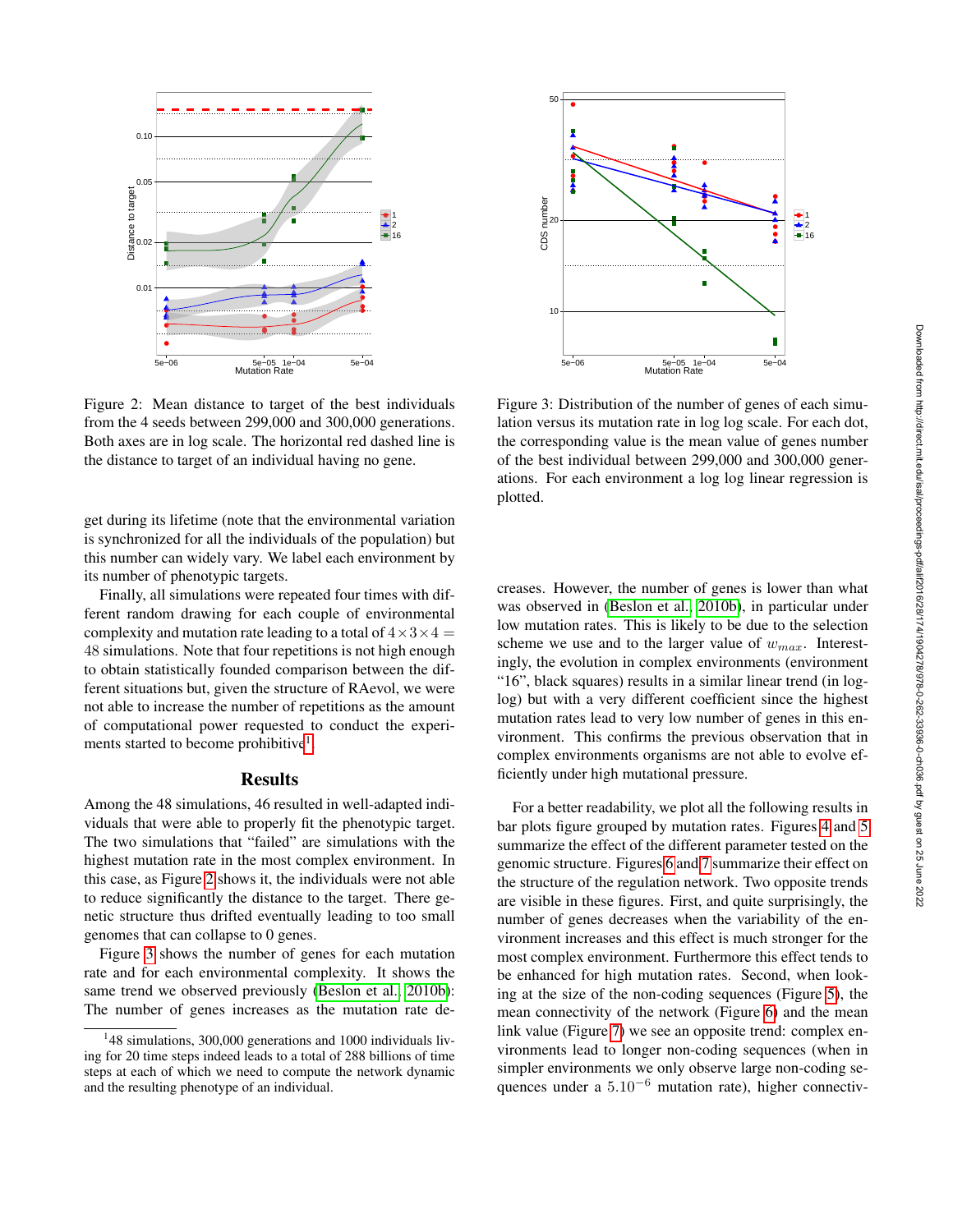Figure 2: Mean distance to target of the best individuals from the 4 seeds between 299,000 and 300,000 generations. Both axes are in log scale. The horizontal red dashed line is the distance to target of an individual having no gene.

Figure 3: Distribution of the number of genes of each simulation versus its mutation rate in log log scale. For each dot, the corresponding value is the mean value of genes number of the best individual between 299,000 and 300,000 generations. For each environment a log log linear regression is plotted.

get during its lifetime (note that the environmental variation is synchronized for all the individuals of the population) but this number can widely vary. We label each environment by its number of phenotypic targets.

Finally, all simulations were repeated four times with different random drawing for each couple of environmental complexity and mutation rate leading to a total of $4 \times 3 \times 4 = 48$ simulations. Note that four repetitions is not high enough to obtain statistically founded comparison between the different situations but, given the structure of RAevol, we were not able to increase the number of repetitions as the amount of computational power requested to conduct the experiments started to become prohibitive[1].

## Results

Among the 48 simulations, 46 resulted in well-adapted individuals that were able to properly fit the phenotypic target. The two simulations that "failed" are simulations with the highest mutation rate in the most complex environment. In this case, as Figure 2 shows it, the individuals were not able to reduce significantly the distance to the target. There genetic structure thus drifted eventually leading to too small genomes that can collapse to 0 genes.

Figure 3 shows the number of genes for each mutation rate and for each environmental complexity. It shows the same trend we observed previously (Beslon et al., 2010b): The number of genes increases as the mutation rate decreases. However, the number of genes is lower than what was observed in (Beslon et al., 2010b), in particular under low mutation rates. This is likely to be due to the selection scheme we use and to the larger value of $w_{max}$. Interestingly, the evolution in complex environments (environment "16", black squares) results in a similar linear trend (in log-log) but with a very different coefficient since the highest mutation rates lead to very low number of genes in this environment. This confirms the previous observation that in complex environments organisms are not able to evolve efficiently under high mutational pressure.

For a better readability, we plot all the following results in bar plots figure grouped by mutation rates. Figures 4 and 5 summarize the effect of the different parameter tested on the genomic structure. Figures 6 and 7 summarize their effect on the structure of the regulation network. Two opposite trends are visible in these figures. First, and quite surprisingly, the number of genes decreases when the variability of the environment increases and this effect is much stronger for the most complex environment. Furthermore this effect tends to be enhanced for high mutation rates. Second, when looking at the size of the non-coding sequences (Figure 5), the mean connectivity of the network (Figure 6) and the mean link value (Figure 7) we see an opposite trend: complex environments lead to longer non-coding sequences (when in simpler environments we only observe large non-coding sequences under a $5.10^{-6}$ mutation rate), higher connectiv-

[1] 48 simulations, 300,000 generations and 1000 individuals living for 20 time steps indeed leads to a total of 288 billions of time steps at each of which we need to compute the network dynamic and the resulting phenotype of an individual.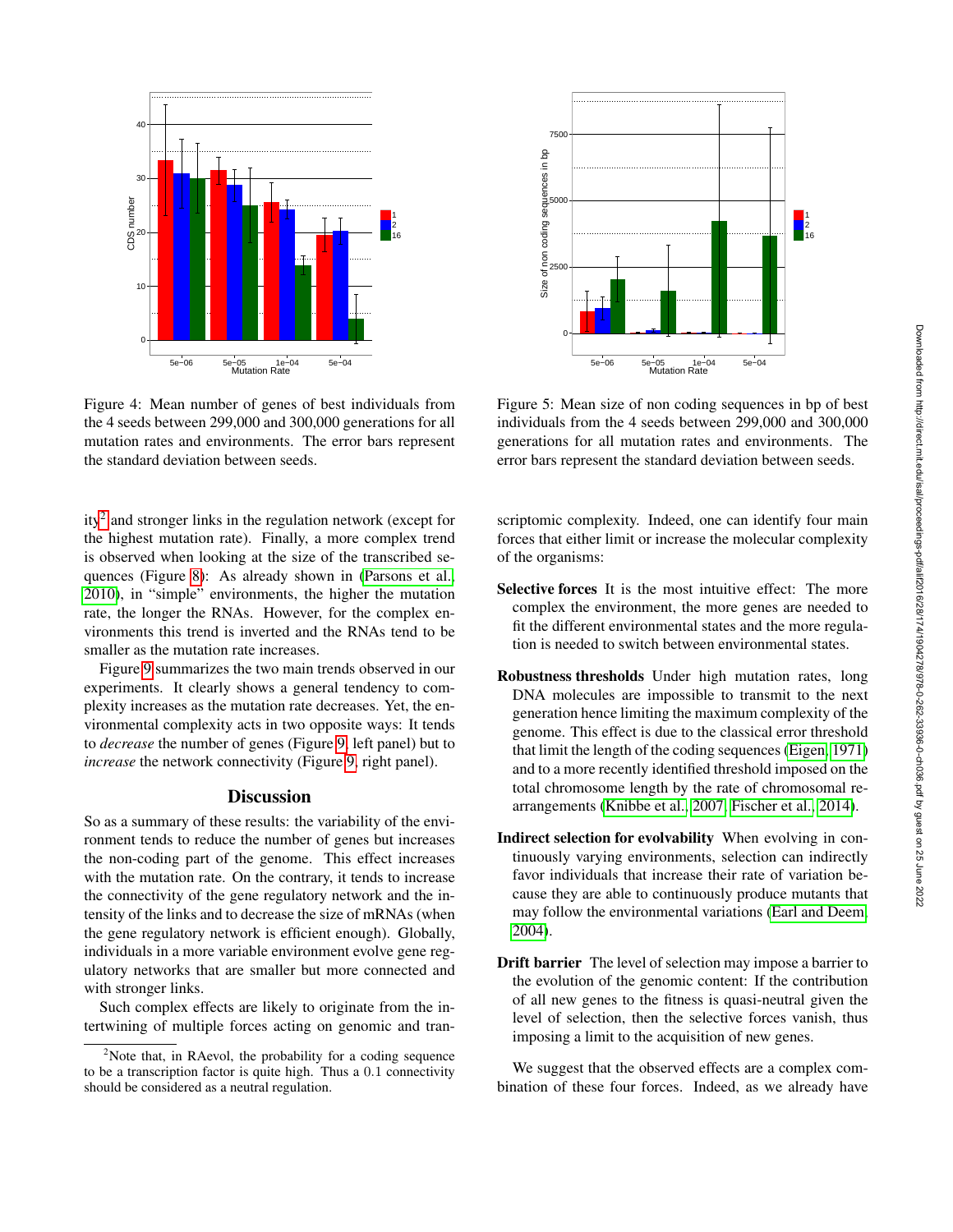Figure 4: Mean number of genes of best individuals from the 4 seeds between 299,000 and 300,000 generations for all mutation rates and environments. The error bars represent the standard deviation between seeds.

Figure 5: Mean size of non coding sequences in bp of best individuals from the 4 seeds between 299,000 and 300,000 generations for all mutation rates and environments. The error bars represent the standard deviation between seeds.

ity[2] and stronger links in the regulation network (except for the highest mutation rate). Finally, a more complex trend is observed when looking at the size of the transcribed sequences (Figure 8): As already shown in (Parsons et al., 2010), in "simple" environments, the higher the mutation rate, the longer the RNAs. However, for the complex environments this trend is inverted and the RNAs tend to be smaller as the mutation rate increases.

Figure 9 summarizes the two main trends observed in our experiments. It clearly shows a general tendency to complexity increases as the mutation rate decreases. Yet, the environmental complexity acts in two opposite ways: It tends to *decrease* the number of genes (Figure 9, left panel) but to *increase* the network connectivity (Figure 9, right panel).

## Discussion

So as a summary of these results: the variability of the environment tends to reduce the number of genes but increases the non-coding part of the genome. This effect increases with the mutation rate. On the contrary, it tends to increase the connectivity of the gene regulatory network and the intensity of the links and to decrease the size of mRNAs (when the gene regulatory network is efficient enough). Globally, individuals in a more variable environment evolve gene regulatory networks that are smaller but more connected and with stronger links.

Such complex effects are likely to originate from the intertwining of multiple forces acting on genomic and transcriptomic complexity. Indeed, one can identify four main forces that either limit or increase the molecular complexity of the organisms:

**Selective forces** It is the most intuitive effect: The more complex the environment, the more genes are needed to fit the different environmental states and the more regulation is needed to switch between environmental states.

**Robustness thresholds** Under high mutation rates, long DNA molecules are impossible to transmit to the next generation hence limiting the maximum complexity of the genome. This effect is due to the classical error threshold that limit the length of the coding sequences (Eigen, 1971) and to a more recently identified threshold imposed on the total chromosome length by the rate of chromosomal rearrangements (Knibbe et al., 2007; Fischer et al., 2014).

**Indirect selection for evolvability** When evolving in continuously varying environments, selection can indirectly favor individuals that increase their rate of variation because they are able to continuously produce mutants that may follow the environmental variations (Earl and Deem, 2004).

**Drift barrier** The level of selection may impose a barrier to the evolution of the genomic content: If the contribution of all new genes to the fitness is quasi-neutral given the level of selection, then the selective forces vanish, thus imposing a limit to the acquisition of new genes.

We suggest that the observed effects are a complex combination of these four forces. Indeed, as we already have

[2] Note that, in RAevol, the probability for a coding sequence to be a transcription factor is quite high. Thus a 0.1 connectivity should be considered as a neutral regulation.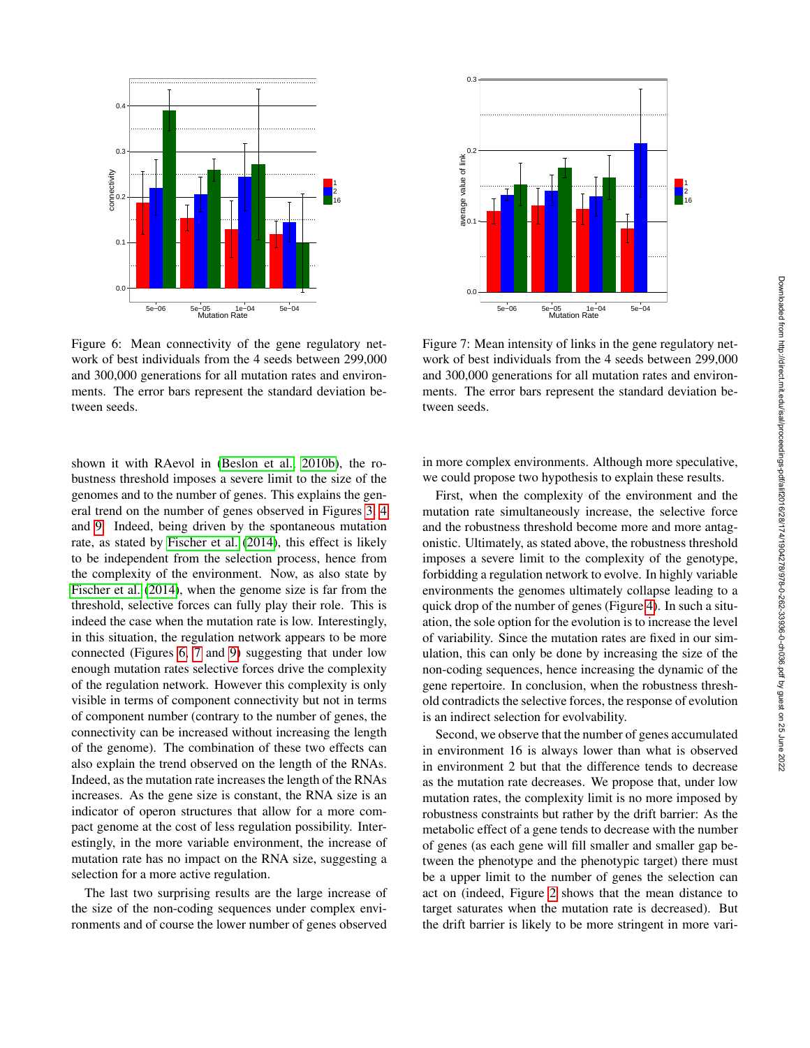Figure 6: Mean connectivity of the gene regulatory network of best individuals from the 4 seeds between 299,000 and 300,000 generations for all mutation rates and environments. The error bars represent the standard deviation between seeds.

Figure 7: Mean intensity of links in the gene regulatory network of best individuals from the 4 seeds between 299,000 and 300,000 generations for all mutation rates and environments. The error bars represent the standard deviation between seeds.

shown it with RAevol in (Beslon et al., 2010b), the robustness threshold imposes a severe limit to the size of the genomes and to the number of genes. This explains the general trend on the number of genes observed in Figures 3, 4 and 9. Indeed, being driven by the spontaneous mutation rate, as stated by Fischer et al. (2014), this effect is likely to be independent from the selection process, hence from the complexity of the environment. Now, as also state by Fischer et al. (2014), when the genome size is far from the threshold, selective forces can fully play their role. This is indeed the case when the mutation rate is low. Interestingly, in this situation, the regulation network appears to be more connected (Figures 6, 7 and 9) suggesting that under low enough mutation rates selective forces drive the complexity of the regulation network. However this complexity is only visible in terms of component connectivity but not in terms of component number (contrary to the number of genes, the connectivity can be increased without increasing the length of the genome). The combination of these two effects can also explain the trend observed on the length of the RNAs. Indeed, as the mutation rate increases the length of the RNAs increases. As the gene size is constant, the RNA size is an indicator of operon structures that allow for a more compact genome at the cost of less regulation possibility. Interestingly, in the more variable environment, the increase of mutation rate has no impact on the RNA size, suggesting a selection for a more active regulation.

The last two surprising results are the large increase of the size of the non-coding sequences under complex environments and of course the lower number of genes observed in more complex environments. Although more speculative, we could propose two hypothesis to explain these results.

First, when the complexity of the environment and the mutation rate simultaneously increase, the selective force and the robustness threshold become more and more antagonistic. Ultimately, as stated above, the robustness threshold imposes a severe limit to the complexity of the genotype, forbidding a regulation network to evolve. In highly variable environments the genomes ultimately collapse leading to a quick drop of the number of genes (Figure 4). In such a situation, the sole option for the evolution is to increase the level of variability. Since the mutation rates are fixed in our simulation, this can only be done by increasing the size of the non-coding sequences, hence increasing the dynamic of the gene repertoire. In conclusion, when the robustness threshold contradicts the selective forces, the response of evolution is an indirect selection for evolvability.

Second, we observe that the number of genes accumulated in environment 16 is always lower than what is observed in environment 2 but that the difference tends to decrease as the mutation rate decreases. We propose that, under low mutation rates, the complexity limit is no more imposed by robustness constraints but rather by the drift barrier: As the metabolic effect of a gene tends to decrease with the number of genes (as each gene will fill smaller and smaller gap between the phenotype and the phenotypic target) there must be a upper limit to the number of genes the selection can act on (indeed, Figure 2 shows that the mean distance to target saturates when the mutation rate is decreased). But the drift barrier is likely to be more stringent in more vari-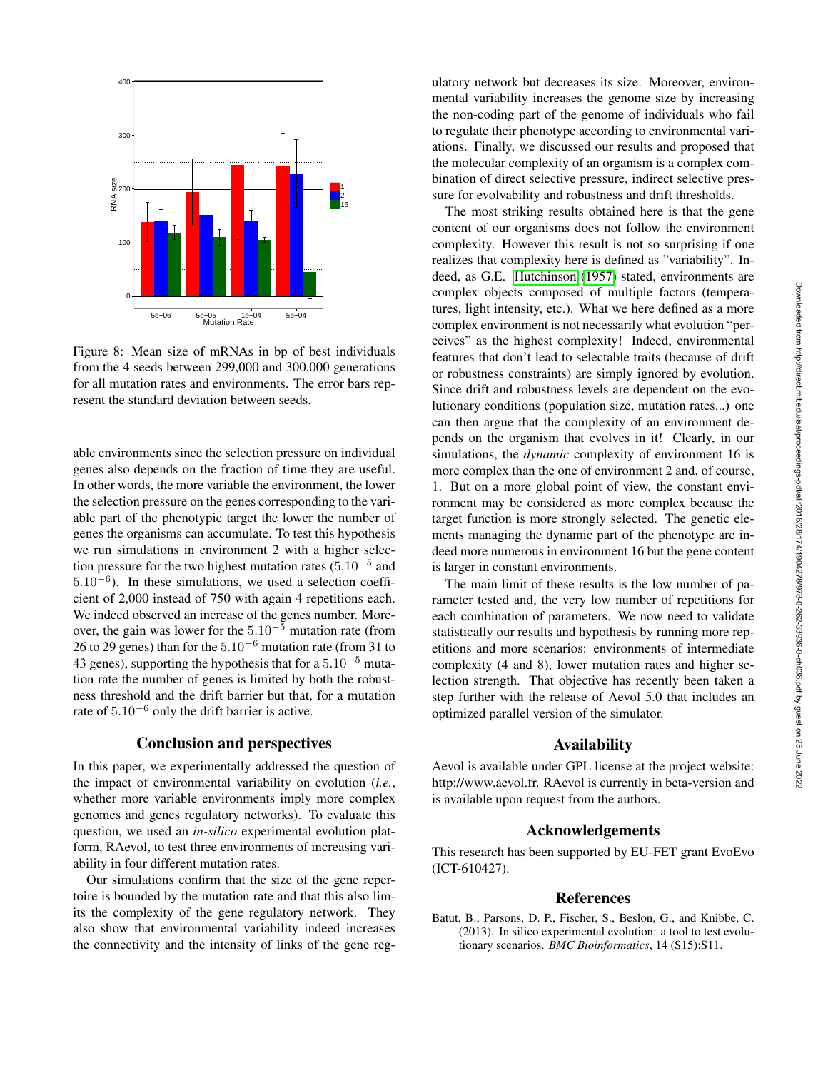Figure 8: Mean size of mRNAs in bp of best individuals from the 4 seeds between 299,000 and 300,000 generations for all mutation rates and environments. The error bars represent the standard deviation between seeds.

able environments since the selection pressure on individual genes also depends on the fraction of time they are useful. In other words, the more variable the environment, the lower the selection pressure on the genes corresponding to the variable part of the phenotypic target the lower the number of genes the organisms can accumulate. To test this hypothesis we run simulations in environment 2 with a higher selection pressure for the two highest mutation rates ($5.10^{-5}$ and $5.10^{-6}$). In these simulations, we used a selection coefficient of 2,000 instead of 750 with again 4 repetitions each. We indeed observed an increase of the genes number. Moreover, the gain was lower for the $5.10^{-5}$ mutation rate (from 26 to 29 genes) than for the $5.10^{-6}$ mutation rate (from 31 to 43 genes), supporting the hypothesis that for a $5.10^{-5}$ mutation rate the number of genes is limited by both the robustness threshold and the drift barrier but that, for a mutation rate of $5.10^{-6}$ only the drift barrier is active.

## Conclusion and perspectives

In this paper, we experimentally addressed the question of the impact of environmental variability on evolution (*i.e.*, whether more variable environments imply more complex genomes and genes regulatory networks). To evaluate this question, we used an *in-silico* experimental evolution platform, RAevol, to test three environments of increasing variability in four different mutation rates.

Our simulations confirm that the size of the gene repertoire is bounded by the mutation rate and that this also limits the complexity of the gene regulatory network. They also show that environmental variability indeed increases the connectivity and the intensity of links of the gene regulatory network but decreases its size. Moreover, environmental variability increases the genome size by increasing the non-coding part of the genome of individuals who fail to regulate their phenotype according to environmental variations. Finally, we discussed our results and proposed that the molecular complexity of an organism is a complex combination of direct selective pressure, indirect selective pressure for evolvability and robustness and drift thresholds.

The most striking results obtained here is that the gene content of our organisms does not follow the environment complexity. However this result is not so surprising if one realizes that complexity here is defined as "variability". Indeed, as G.E. Hutchinson (1957) stated, environments are complex objects composed of multiple factors (temperatures, light intensity, etc.). What we here defined as a more complex environment is not necessarily what evolution "perceives" as the highest complexity! Indeed, environmental features that don't lead to selectable traits (because of drift or robustness constraints) are simply ignored by evolution. Since drift and robustness levels are dependent on the evolutionary conditions (population size, mutation rates...) one can then argue that the complexity of an environment depends on the organism that evolves in it! Clearly, in our simulations, the *dynamic* complexity of environment 16 is more complex than the one of environment 2 and, of course, 1. But on a more global point of view, the constant environment may be considered as more complex because the target function is more strongly selected. The genetic elements managing the dynamic part of the phenotype are indeed more numerous in environment 16 but the gene content is larger in constant environments.

The main limit of these results is the low number of parameter tested and, the very low number of repetitions for each combination of parameters. We now need to validate statistically our results and hypothesis by running more repetitions and more scenarios: environments of intermediate complexity (4 and 8), lower mutation rates and higher selection strength. That objective has recently been taken a step further with the release of Aevol 5.0 that includes an optimized parallel version of the simulator.

## Availability

Aevol is available under GPL license at the project website: http://www.aevol.fr. RAevol is currently in beta-version and is available upon request from the authors.

## Acknowledgements

This research has been supported by EU-FET grant EvoEvo (ICT-610427).

## References

Batut, B., Parsons, D. P., Fischer, S., Beslon, G., and Knibbe, C. (2013). In silico experimental evolution: a tool to test evolutionary scenarios. *BMC Bioinformatics*, 14 (S15):S11.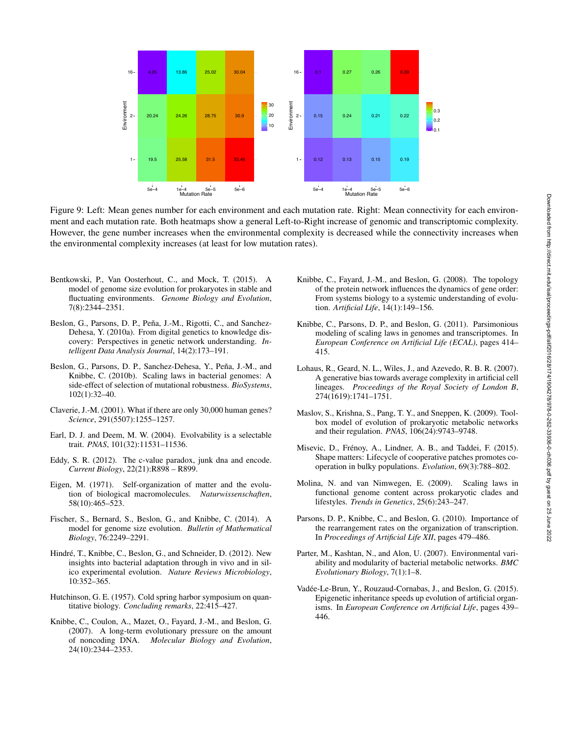16 -
2 -
1 -
Environment
4.05
13.86
25.02
30.04
20.24
24.26
28.75
30.9
19.5
25.58
31.5
33.45
5e−4
1e−4
5e−5
5e−6
Mutation Rate
30
20
10

16 -
2 -
1 -
Environment
0.1
0.27
0.26
0.33
0.15
0.24
0.21
0.22
0.12
0.13
0.15
0.19
5e−4
1e−4
5e−5
5e−6
Mutation Rate
0.3
0.2
0.1

Figure 9: Left: Mean genes number for each environment and each mutation rate. Right: Mean connectivity for each environment and each mutation rate. Both heatmaps show a general Left-to-Right increase of genomic and transcriptomic complexity. However, the gene number increases when the environmental complexity is decreased while the connectivity increases when the environmental complexity increases (at least for low mutation rates).

Bentkowski, P., Van Oosterhout, C., and Mock, T. (2015). A model of genome size evolution for prokaryotes in stable and fluctuating environments. *Genome Biology and Evolution*, 7(8):2344–2351.

Beslon, G., Parsons, D. P., Peña, J.-M., Rigotti, C., and Sanchez-Dehesa, Y. (2010a). From digital genetics to knowledge discovery: Perspectives in genetic network understanding. *Intelligent Data Analysis Journal*, 14(2):173–191.

Beslon, G., Parsons, D. P., Sanchez-Dehesa, Y., Peña, J.-M., and Knibbe, C. (2010b). Scaling laws in bacterial genomes: A side-effect of selection of mutational robustness. *BioSystems*, 102(1):32–40.

Claverie, J.-M. (2001). What if there are only 30,000 human genes? *Science*, 291(5507):1255–1257.

Earl, D. J. and Deem, M. W. (2004). Evolvability is a selectable trait. *PNAS*, 101(32):11531–11536.

Eddy, S. R. (2012). The c-value paradox, junk dna and encode. *Current Biology*, 22(21):R898 – R899.

Eigen, M. (1971). Self-organization of matter and the evolution of biological macromolecules. *Naturwissenschaften*, 58(10):465–523.

Fischer, S., Bernard, S., Beslon, G., and Knibbe, C. (2014). A model for genome size evolution. *Bulletin of Mathematical Biology*, 76:2249–2291.

Hindré, T., Knibbe, C., Beslon, G., and Schneider, D. (2012). New insights into bacterial adaptation through in vivo and in silico experimental evolution. *Nature Reviews Microbiology*, 10:352–365.

Hutchinson, G. E. (1957). Cold spring harbor symposium on quantitative biology. *Concluding remarks*, 22:415–427.

Knibbe, C., Coulon, A., Mazet, O., Fayard, J.-M., and Beslon, G. (2007). A long-term evolutionary pressure on the amount of noncoding DNA. *Molecular Biology and Evolution*, 24(10):2344–2353.

Knibbe, C., Fayard, J.-M., and Beslon, G. (2008). The topology of the protein network influences the dynamics of gene order: From systems biology to a systemic understanding of evolution. *Artificial Life*, 14(1):149–156.

Knibbe, C., Parsons, D. P., and Beslon, G. (2011). Parsimonious modeling of scaling laws in genomes and transcriptomes. In *European Conference on Artificial Life (ECAL)*, pages 414–415.

Lohaus, R., Geard, N. L., Wiles, J., and Azevedo, R. B. R. (2007). A generative bias towards average complexity in artificial cell lineages. *Proceedings of the Royal Society of London B*, 274(1619):1741–1751.

Maslov, S., Krishna, S., Pang, T. Y., and Sneppen, K. (2009). Toolbox model of evolution of prokaryotic metabolic networks and their regulation. *PNAS*, 106(24):9743–9748.

Misevic, D., Frénoy, A., Lindner, A. B., and Taddei, F. (2015). Shape matters: Lifecycle of cooperative patches promotes cooperation in bulky populations. *Evolution*, 69(3):788–802.

Molina, N. and van Nimwegen, E. (2009). Scaling laws in functional genome content across prokaryotic clades and lifestyles. *Trends in Genetics*, 25(6):243–247.

Parsons, D. P., Knibbe, C., and Beslon, G. (2010). Importance of the rearrangement rates on the organization of transcription. In *Proceedings of Artificial Life XII*, pages 479–486.

Parter, M., Kashtan, N., and Alon, U. (2007). Environmental variability and modularity of bacterial metabolic networks. *BMC Evolutionary Biology*, 7(1):1–8.

Vadée-Le-Brun, Y., Rouzaud-Cornabas, J., and Beslon, G. (2015). Epigenetic inheritance speeds up evolution of artificial organisms. In *European Conference on Artificial Life*, pages 439–446.